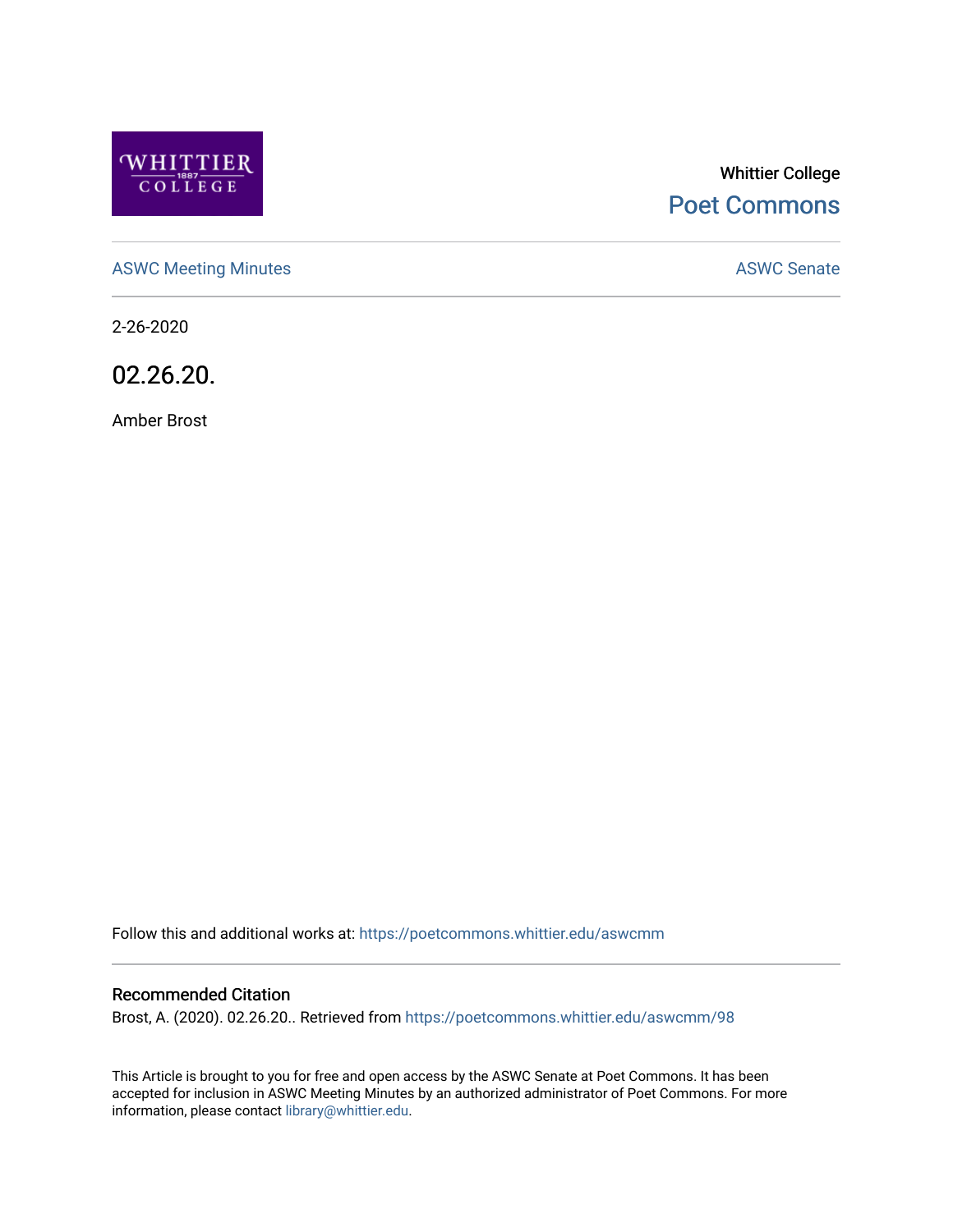Whittier College

Poet Commons

ASWC Meeting Minutes

ASWC Senate

2-26-2020

# 02.26.20.

Amber Brost

Follow this and additional works at: https://poetcommons.whittier.edu/aswcmm

## Recommended Citation

Brost, A. (2020). 02.26.20.. Retrieved from https://poetcommons.whittier.edu/aswcmm/98

This Article is brought to you for free and open access by the ASWC Senate at Poet Commons. It has been accepted for inclusion in ASWC Meeting Minutes by an authorized administrator of Poet Commons. For more information, please contact library@whittier.edu.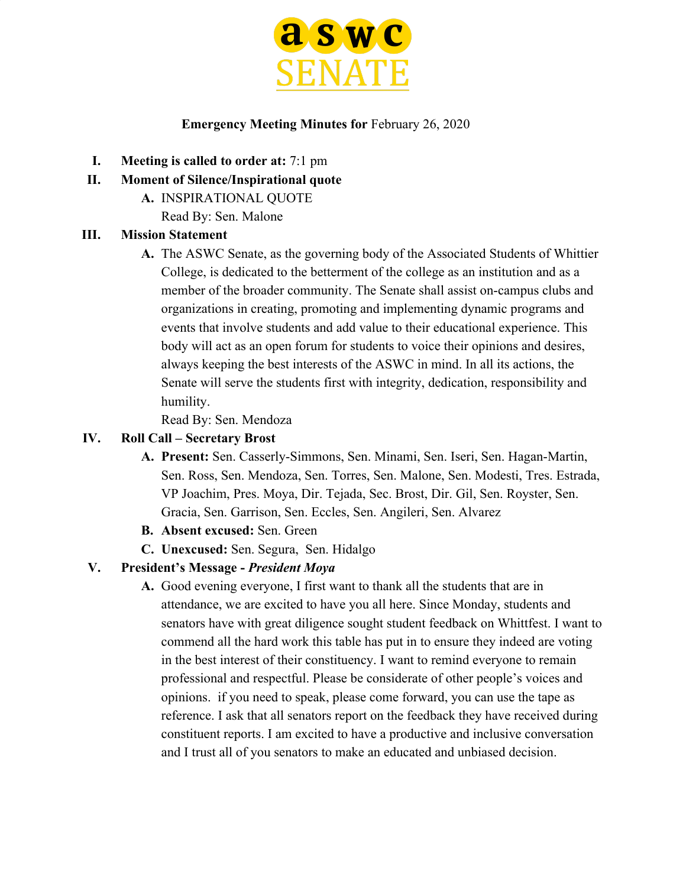# aswc SENATE

**Emergency Meeting Minutes for** February 26, 2020

I. **Meeting is called to order at:** 7:1 pm

II. **Moment of Silence/Inspirational quote**

   A. INSPIRATIONAL QUOTE
   Read By: Sen. Malone

III. **Mission Statement**

   A. The ASWC Senate, as the governing body of the Associated Students of Whittier College, is dedicated to the betterment of the college as an institution and as a member of the broader community. The Senate shall assist on-campus clubs and organizations in creating, promoting and implementing dynamic programs and events that involve students and add value to their educational experience. This body will act as an open forum for students to voice their opinions and desires, always keeping the best interests of the ASWC in mind. In all its actions, the Senate will serve the students first with integrity, dedication, responsibility and humility.
   Read By: Sen. Mendoza

IV. **Roll Call – Secretary Brost**

   A. **Present:** Sen. Casserly-Simmons, Sen. Minami, Sen. Iseri, Sen. Hagan-Martin, Sen. Ross, Sen. Mendoza, Sen. Torres, Sen. Malone, Sen. Modesti, Tres. Estrada, VP Joachim, Pres. Moya, Dir. Tejada, Sec. Brost, Dir. Gil, Sen. Royster, Sen. Gracia, Sen. Garrison, Sen. Eccles, Sen. Angileri, Sen. Alvarez

   B. **Absent excused:** Sen. Green

   C. **Unexcused:** Sen. Segura, Sen. Hidalgo

V. **President's Message -** ***President Moya***

   A. Good evening everyone, I first want to thank all the students that are in attendance, we are excited to have you all here. Since Monday, students and senators have with great diligence sought student feedback on Whittfest. I want to commend all the hard work this table has put in to ensure they indeed are voting in the best interest of their constituency. I want to remind everyone to remain professional and respectful. Please be considerate of other people's voices and opinions. if you need to speak, please come forward, you can use the tape as reference. I ask that all senators report on the feedback they have received during constituent reports. I am excited to have a productive and inclusive conversation and I trust all of you senators to make an educated and unbiased decision.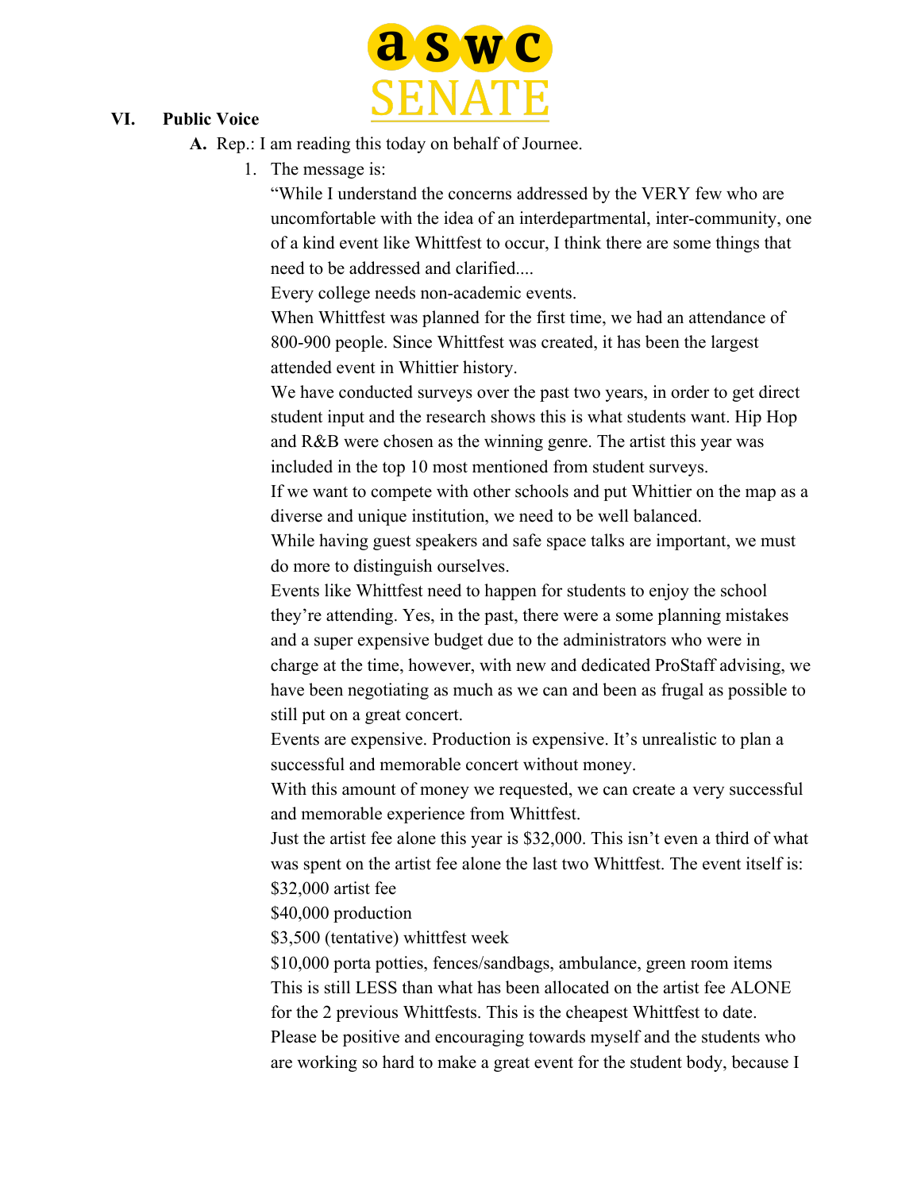## VI. Public Voice

A. Rep.: I am reading this today on behalf of Journee.

1. The message is:

   "While I understand the concerns addressed by the VERY few who are uncomfortable with the idea of an interdepartmental, inter-community, one of a kind event like Whittfest to occur, I think there are some things that need to be addressed and clarified....

   Every college needs non-academic events.

   When Whittfest was planned for the first time, we had an attendance of 800-900 people. Since Whittfest was created, it has been the largest attended event in Whittier history.

   We have conducted surveys over the past two years, in order to get direct student input and the research shows this is what students want. Hip Hop and R&B were chosen as the winning genre. The artist this year was included in the top 10 most mentioned from student surveys.

   If we want to compete with other schools and put Whittier on the map as a diverse and unique institution, we need to be well balanced.

   While having guest speakers and safe space talks are important, we must do more to distinguish ourselves.

   Events like Whittfest need to happen for students to enjoy the school they're attending. Yes, in the past, there were a some planning mistakes and a super expensive budget due to the administrators who were in charge at the time, however, with new and dedicated ProStaff advising, we have been negotiating as much as we can and been as frugal as possible to still put on a great concert.

   Events are expensive. Production is expensive. It's unrealistic to plan a successful and memorable concert without money.

   With this amount of money we requested, we can create a very successful and memorable experience from Whittfest.

   Just the artist fee alone this year is $32,000. This isn't even a third of what was spent on the artist fee alone the last two Whittfest. The event itself is:

   $32,000 artist fee

   $40,000 production

   $3,500 (tentative) whittfest week

   $10,000 porta potties, fences/sandbags, ambulance, green room items

   This is still LESS than what has been allocated on the artist fee ALONE for the 2 previous Whittfests. This is the cheapest Whittfest to date.

   Please be positive and encouraging towards myself and the students who are working so hard to make a great event for the student body, because I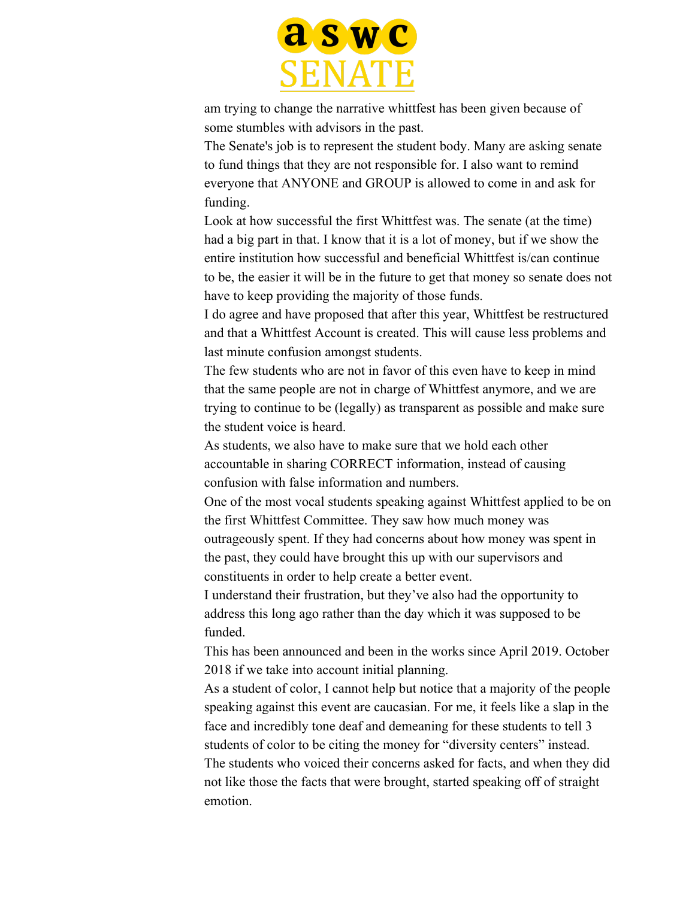am trying to change the narrative whittfest has been given because of some stumbles with advisors in the past.

The Senate's job is to represent the student body. Many are asking senate to fund things that they are not responsible for. I also want to remind everyone that ANYONE and GROUP is allowed to come in and ask for funding.

Look at how successful the first Whittfest was. The senate (at the time) had a big part in that. I know that it is a lot of money, but if we show the entire institution how successful and beneficial Whittfest is/can continue to be, the easier it will be in the future to get that money so senate does not have to keep providing the majority of those funds.

I do agree and have proposed that after this year, Whittfest be restructured and that a Whittfest Account is created. This will cause less problems and last minute confusion amongst students.

The few students who are not in favor of this even have to keep in mind that the same people are not in charge of Whittfest anymore, and we are trying to continue to be (legally) as transparent as possible and make sure the student voice is heard.

As students, we also have to make sure that we hold each other accountable in sharing CORRECT information, instead of causing confusion with false information and numbers.

One of the most vocal students speaking against Whittfest applied to be on the first Whittfest Committee. They saw how much money was outrageously spent. If they had concerns about how money was spent in the past, they could have brought this up with our supervisors and constituents in order to help create a better event.

I understand their frustration, but they've also had the opportunity to address this long ago rather than the day which it was supposed to be funded.

This has been announced and been in the works since April 2019. October 2018 if we take into account initial planning.

As a student of color, I cannot help but notice that a majority of the people speaking against this event are caucasian. For me, it feels like a slap in the face and incredibly tone deaf and demeaning for these students to tell 3 students of color to be citing the money for "diversity centers" instead.

The students who voiced their concerns asked for facts, and when they did not like those the facts that were brought, started speaking off of straight emotion.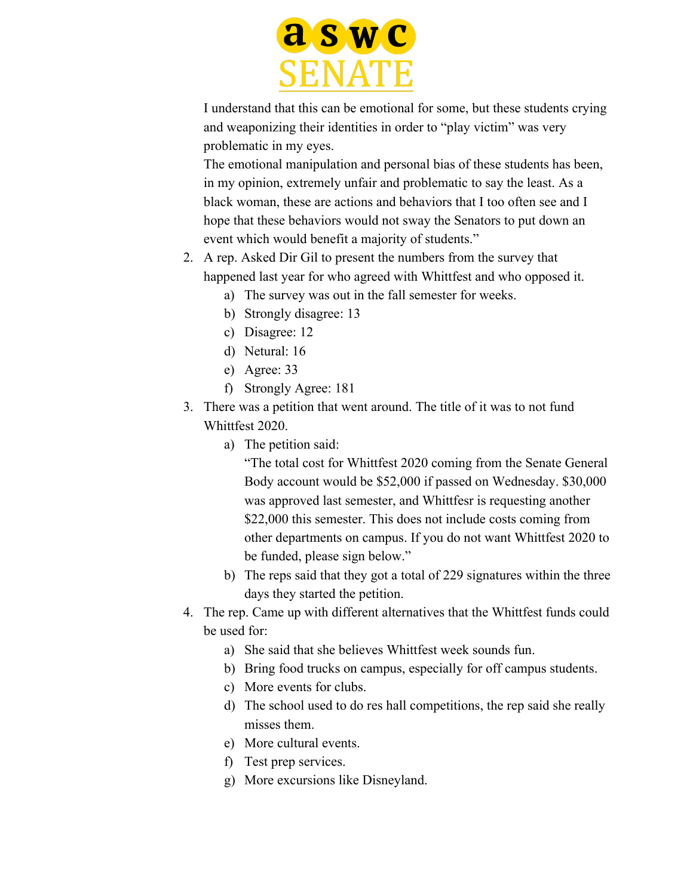I understand that this can be emotional for some, but these students crying and weaponizing their identities in order to "play victim" was very problematic in my eyes.

The emotional manipulation and personal bias of these students has been, in my opinion, extremely unfair and problematic to say the least. As a black woman, these are actions and behaviors that I too often see and I hope that these behaviors would not sway the Senators to put down an event which would benefit a majority of students."

2. A rep. Asked Dir Gil to present the numbers from the survey that happened last year for who agreed with Whittfest and who opposed it.
    a) The survey was out in the fall semester for weeks.
    b) Strongly disagree: 13
    c) Disagree: 12
    d) Netural: 16
    e) Agree: 33
    f) Strongly Agree: 181
3. There was a petition that went around. The title of it was to not fund Whittfest 2020.
    a) The petition said:
       "The total cost for Whittfest 2020 coming from the Senate General Body account would be $52,000 if passed on Wednesday. $30,000 was approved last semester, and Whittfesr is requesting another $22,000 this semester. This does not include costs coming from other departments on campus. If you do not want Whittfest 2020 to be funded, please sign below."
    b) The reps said that they got a total of 229 signatures within the three days they started the petition.
4. The rep. Came up with different alternatives that the Whittfest funds could be used for:
    a) She said that she believes Whittfest week sounds fun.
    b) Bring food trucks on campus, especially for off campus students.
    c) More events for clubs.
    d) The school used to do res hall competitions, the rep said she really misses them.
    e) More cultural events.
    f) Test prep services.
    g) More excursions like Disneyland.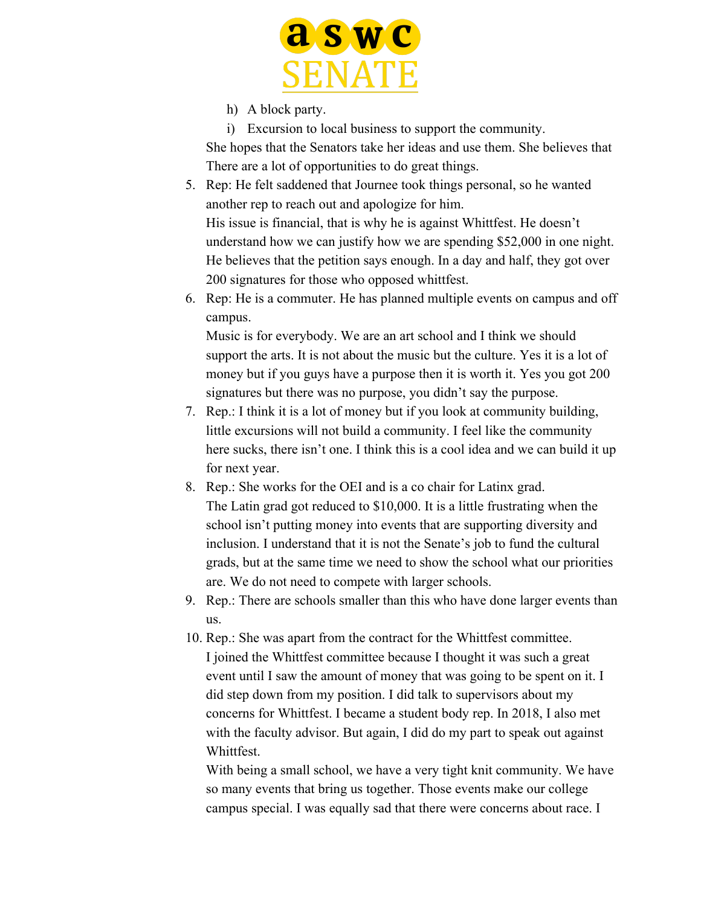h) A block party.

i) Excursion to local business to support the community.

She hopes that the Senators take her ideas and use them. She believes that There are a lot of opportunities to do great things.

5. Rep: He felt saddened that Journee took things personal, so he wanted another rep to reach out and apologize for him.
   His issue is financial, that is why he is against Whittfest. He doesn't understand how we can justify how we are spending $52,000 in one night. He believes that the petition says enough. In a day and half, they got over 200 signatures for those who opposed whittfest.
6. Rep: He is a commuter. He has planned multiple events on campus and off campus.
   Music is for everybody. We are an art school and I think we should support the arts. It is not about the music but the culture. Yes it is a lot of money but if you guys have a purpose then it is worth it. Yes you got 200 signatures but there was no purpose, you didn't say the purpose.
7. Rep.: I think it is a lot of money but if you look at community building, little excursions will not build a community. I feel like the community here sucks, there isn't one. I think this is a cool idea and we can build it up for next year.
8. Rep.: She works for the OEI and is a co chair for Latinx grad.
   The Latin grad got reduced to $10,000. It is a little frustrating when the school isn't putting money into events that are supporting diversity and inclusion. I understand that it is not the Senate's job to fund the cultural grads, but at the same time we need to show the school what our priorities are. We do not need to compete with larger schools.
9. Rep.: There are schools smaller than this who have done larger events than us.
10. Rep.: She was apart from the contract for the Whittfest committee.
    I joined the Whittfest committee because I thought it was such a great event until I saw the amount of money that was going to be spent on it. I did step down from my position. I did talk to supervisors about my concerns for Whittfest. I became a student body rep. In 2018, I also met with the faculty advisor. But again, I did do my part to speak out against Whittfest.
    With being a small school, we have a very tight knit community. We have so many events that bring us together. Those events make our college campus special. I was equally sad that there were concerns about race. I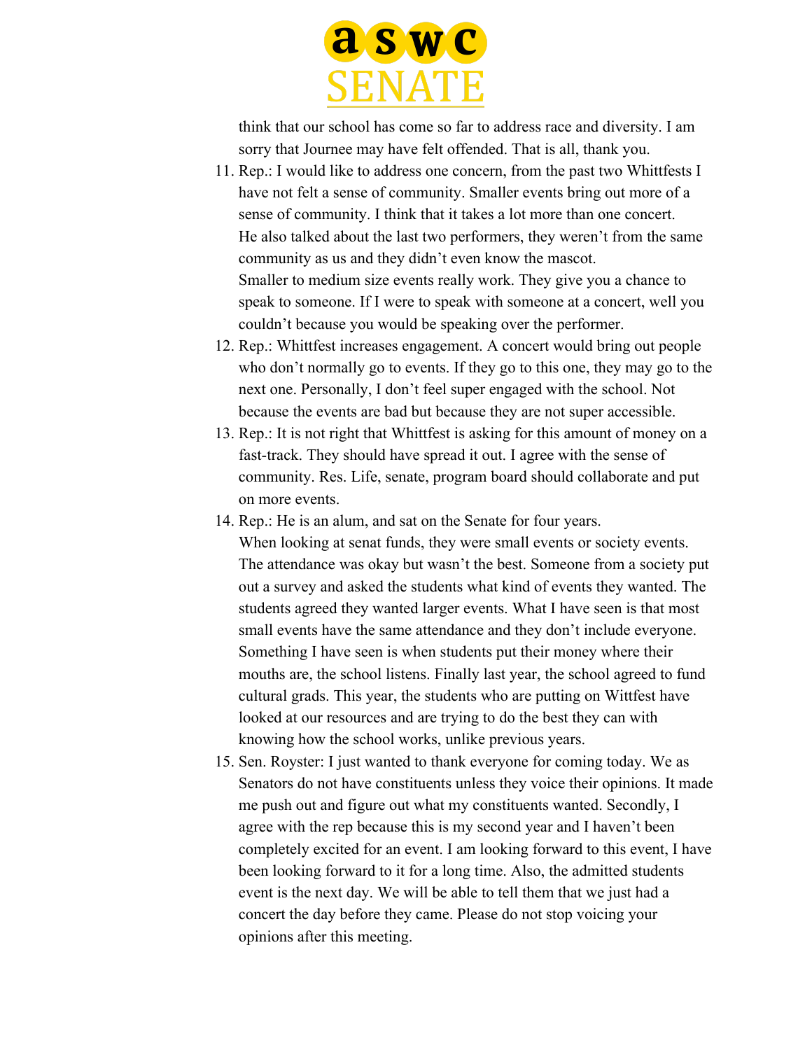think that our school has come so far to address race and diversity. I am sorry that Journee may have felt offended. That is all, thank you.

11. Rep.: I would like to address one concern, from the past two Whittfests I have not felt a sense of community. Smaller events bring out more of a sense of community. I think that it takes a lot more than one concert. He also talked about the last two performers, they weren't from the same community as us and they didn't even know the mascot. Smaller to medium size events really work. They give you a chance to speak to someone. If I were to speak with someone at a concert, well you couldn't because you would be speaking over the performer.
12. Rep.: Whittfest increases engagement. A concert would bring out people who don't normally go to events. If they go to this one, they may go to the next one. Personally, I don't feel super engaged with the school. Not because the events are bad but because they are not super accessible.
13. Rep.: It is not right that Whittfest is asking for this amount of money on a fast-track. They should have spread it out. I agree with the sense of community. Res. Life, senate, program board should collaborate and put on more events.
14. Rep.: He is an alum, and sat on the Senate for four years. When looking at senat funds, they were small events or society events. The attendance was okay but wasn't the best. Someone from a society put out a survey and asked the students what kind of events they wanted. The students agreed they wanted larger events. What I have seen is that most small events have the same attendance and they don't include everyone. Something I have seen is when students put their money where their mouths are, the school listens. Finally last year, the school agreed to fund cultural grads. This year, the students who are putting on Wittfest have looked at our resources and are trying to do the best they can with knowing how the school works, unlike previous years.
15. Sen. Royster: I just wanted to thank everyone for coming today. We as Senators do not have constituents unless they voice their opinions. It made me push out and figure out what my constituents wanted. Secondly, I agree with the rep because this is my second year and I haven't been completely excited for an event. I am looking forward to this event, I have been looking forward to it for a long time. Also, the admitted students event is the next day. We will be able to tell them that we just had a concert the day before they came. Please do not stop voicing your opinions after this meeting.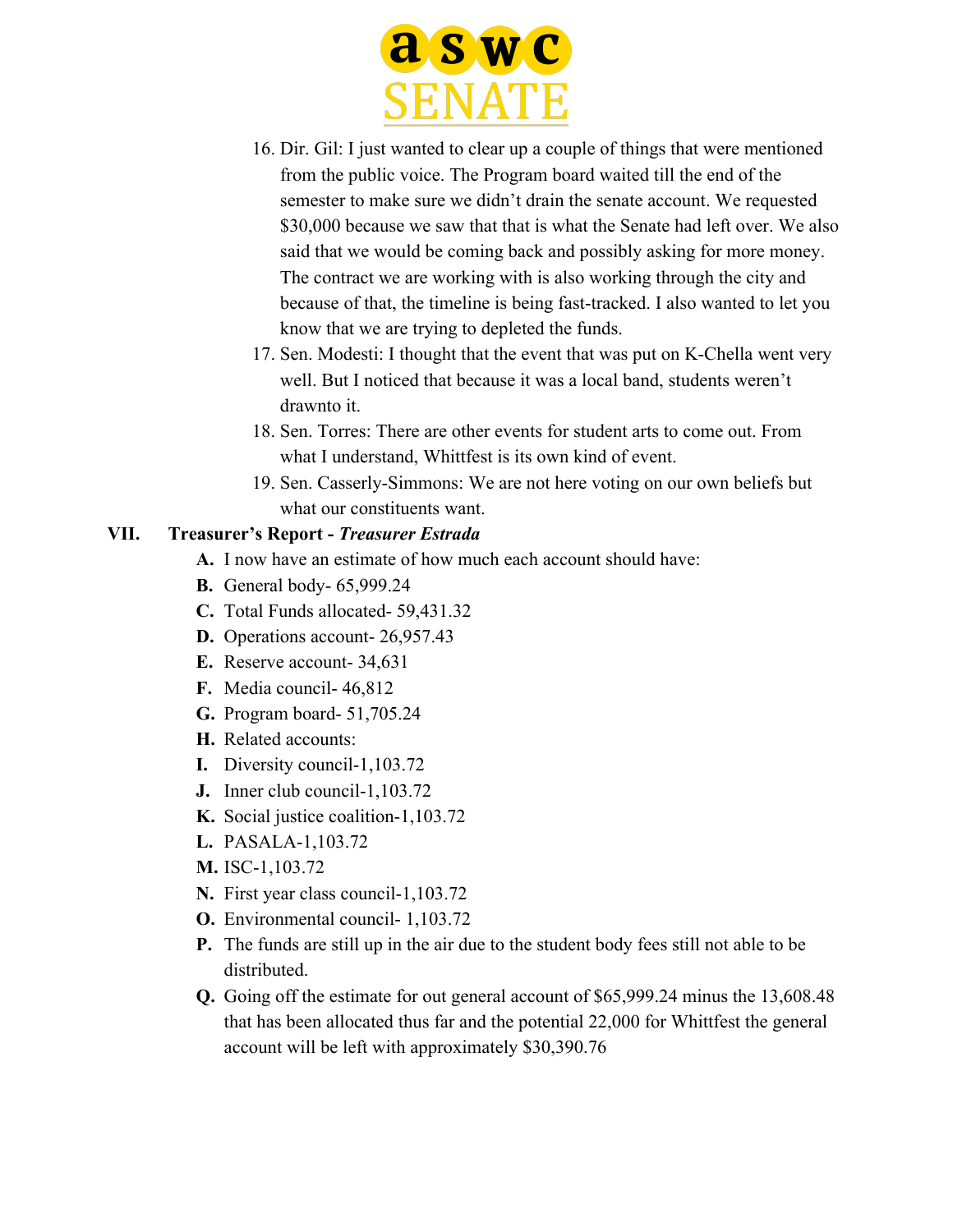16. Dir. Gil: I just wanted to clear up a couple of things that were mentioned from the public voice. The Program board waited till the end of the semester to make sure we didn't drain the senate account. We requested $30,000 because we saw that that is what the Senate had left over. We also said that we would be coming back and possibly asking for more money. The contract we are working with is also working through the city and because of that, the timeline is being fast-tracked. I also wanted to let you know that we are trying to depleted the funds.
17. Sen. Modesti: I thought that the event that was put on K-Chella went very well. But I noticed that because it was a local band, students weren't drawnto it.
18. Sen. Torres: There are other events for student arts to come out. From what I understand, Whittfest is its own kind of event.
19. Sen. Casserly-Simmons: We are not here voting on our own beliefs but what our constituents want.

## VII. Treasurer's Report - *Treasurer Estrada*

A. I now have an estimate of how much each account should have:
B. General body- 65,999.24
C. Total Funds allocated- 59,431.32
D. Operations account- 26,957.43
E. Reserve account- 34,631
F. Media council- 46,812
G. Program board- 51,705.24
H. Related accounts:
I. Diversity council-1,103.72
J. Inner club council-1,103.72
K. Social justice coalition-1,103.72
L. PASALA-1,103.72
M. ISC-1,103.72
N. First year class council-1,103.72
O. Environmental council- 1,103.72
P. The funds are still up in the air due to the student body fees still not able to be distributed.
Q. Going off the estimate for out general account of $65,999.24 minus the 13,608.48 that has been allocated thus far and the potential 22,000 for Whittfest the general account will be left with approximately $30,390.76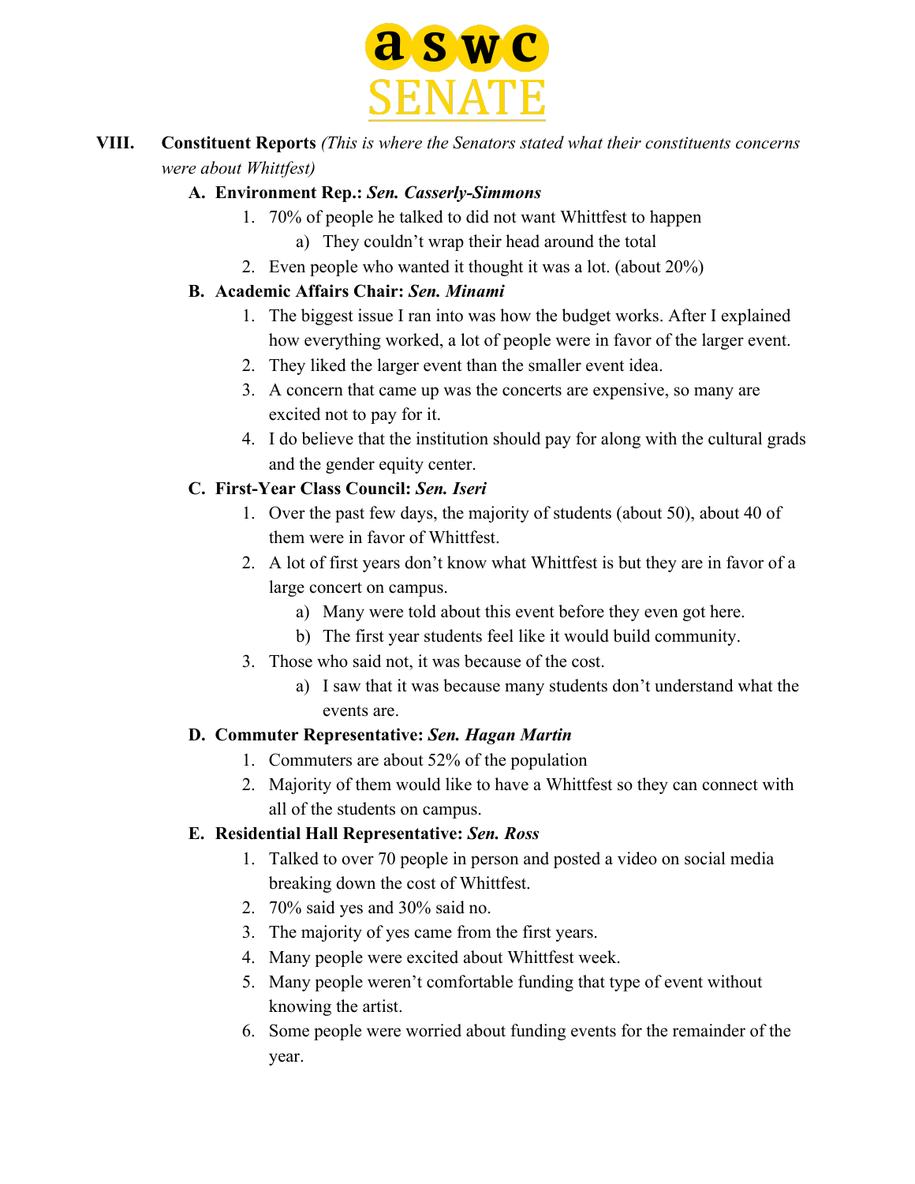**VIII. Constituent Reports** *(This is where the Senators stated what their constituents concerns were about Whittfest)*

A. **Environment Rep.: *Sen. Casserly-Simmons***
   1. 70% of people he talked to did not want Whittfest to happen
      a) They couldn't wrap their head around the total
   2. Even people who wanted it thought it was a lot. (about 20%)

B. **Academic Affairs Chair: *Sen. Minami***
   1. The biggest issue I ran into was how the budget works. After I explained how everything worked, a lot of people were in favor of the larger event.
   2. They liked the larger event than the smaller event idea.
   3. A concern that came up was the concerts are expensive, so many are excited not to pay for it.
   4. I do believe that the institution should pay for along with the cultural grads and the gender equity center.

C. **First-Year Class Council: *Sen. Iseri***
   1. Over the past few days, the majority of students (about 50), about 40 of them were in favor of Whittfest.
   2. A lot of first years don't know what Whittfest is but they are in favor of a large concert on campus.
      a) Many were told about this event before they even got here.
      b) The first year students feel like it would build community.
   3. Those who said not, it was because of the cost.
      a) I saw that it was because many students don't understand what the events are.

D. **Commuter Representative: *Sen. Hagan Martin***
   1. Commuters are about 52% of the population
   2. Majority of them would like to have a Whittfest so they can connect with all of the students on campus.

E. **Residential Hall Representative: *Sen. Ross***
   1. Talked to over 70 people in person and posted a video on social media breaking down the cost of Whittfest.
   2. 70% said yes and 30% said no.
   3. The majority of yes came from the first years.
   4. Many people were excited about Whittfest week.
   5. Many people weren't comfortable funding that type of event without knowing the artist.
   6. Some people were worried about funding events for the remainder of the year.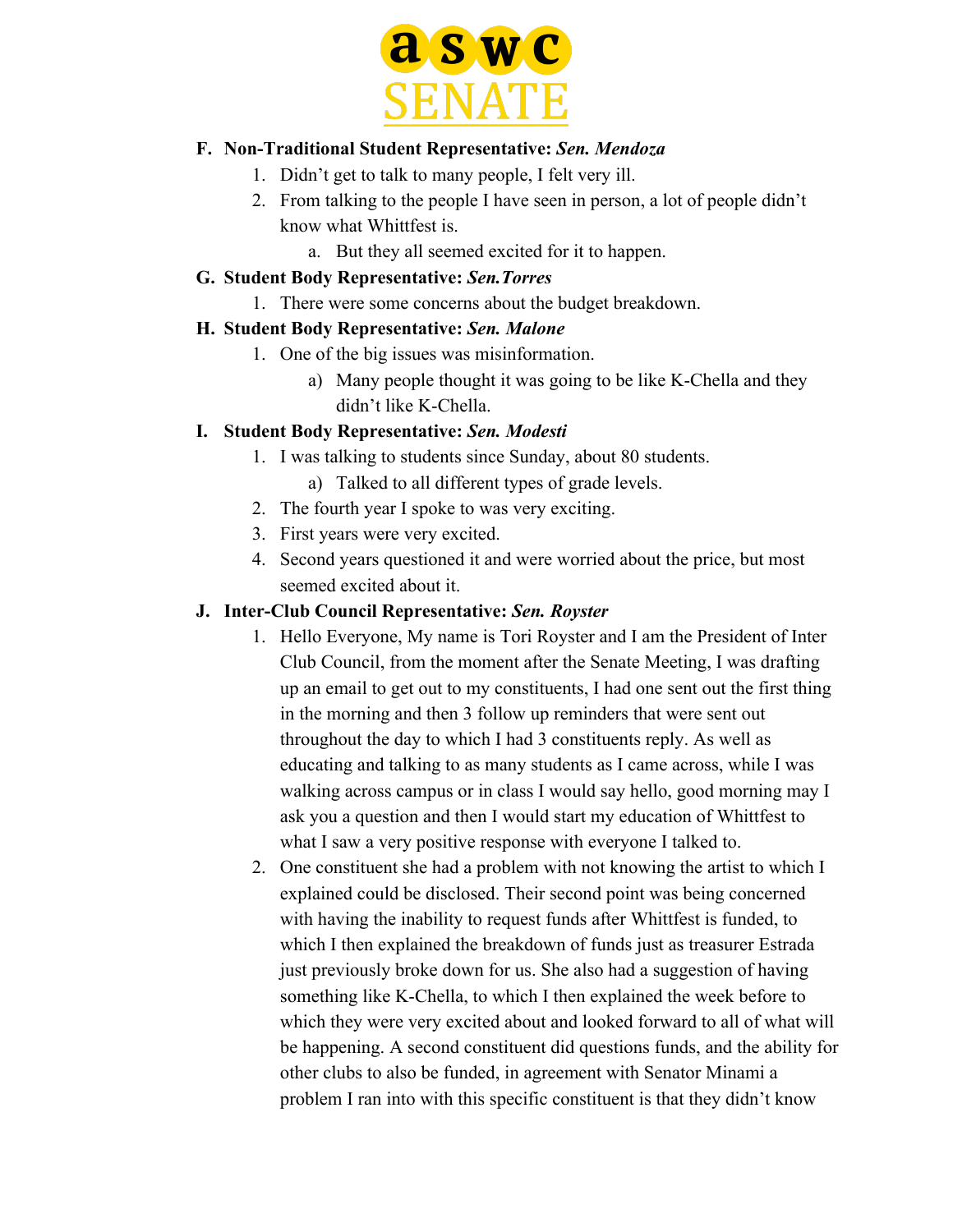F. **Non-Traditional Student Representative:** ***Sen. Mendoza***
   1. Didn't get to talk to many people, I felt very ill.
   2. From talking to the people I have seen in person, a lot of people didn't know what Whittfest is.
      a. But they all seemed excited for it to happen.

G. **Student Body Representative:** ***Sen.Torres***
   1. There were some concerns about the budget breakdown.

H. **Student Body Representative:** ***Sen. Malone***
   1. One of the big issues was misinformation.
      a) Many people thought it was going to be like K-Chella and they didn't like K-Chella.

I. **Student Body Representative:** ***Sen. Modesti***
   1. I was talking to students since Sunday, about 80 students.
      a) Talked to all different types of grade levels.
   2. The fourth year I spoke to was very exciting.
   3. First years were very excited.
   4. Second years questioned it and were worried about the price, but most seemed excited about it.

J. **Inter-Club Council Representative:** ***Sen. Royster***
   1. Hello Everyone, My name is Tori Royster and I am the President of Inter Club Council, from the moment after the Senate Meeting, I was drafting up an email to get out to my constituents, I had one sent out the first thing in the morning and then 3 follow up reminders that were sent out throughout the day to which I had 3 constituents reply. As well as educating and talking to as many students as I came across, while I was walking across campus or in class I would say hello, good morning may I ask you a question and then I would start my education of Whittfest to what I saw a very positive response with everyone I talked to.
   2. One constituent she had a problem with not knowing the artist to which I explained could be disclosed. Their second point was being concerned with having the inability to request funds after Whittfest is funded, to which I then explained the breakdown of funds just as treasurer Estrada just previously broke down for us. She also had a suggestion of having something like K-Chella, to which I then explained the week before to which they were very excited about and looked forward to all of what will be happening. A second constituent did questions funds, and the ability for other clubs to also be funded, in agreement with Senator Minami a problem I ran into with this specific constituent is that they didn't know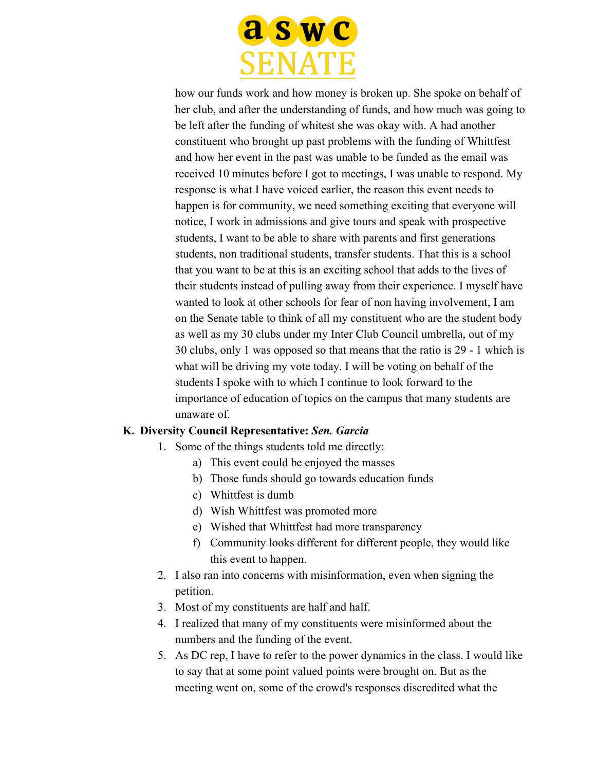how our funds work and how money is broken up. She spoke on behalf of her club, and after the understanding of funds, and how much was going to be left after the funding of whitest she was okay with. A had another constituent who brought up past problems with the funding of Whittfest and how her event in the past was unable to be funded as the email was received 10 minutes before I got to meetings, I was unable to respond. My response is what I have voiced earlier, the reason this event needs to happen is for community, we need something exciting that everyone will notice, I work in admissions and give tours and speak with prospective students, I want to be able to share with parents and first generations students, non traditional students, transfer students. That this is a school that you want to be at this is an exciting school that adds to the lives of their students instead of pulling away from their experience. I myself have wanted to look at other schools for fear of non having involvement, I am on the Senate table to think of all my constituent who are the student body as well as my 30 clubs under my Inter Club Council umbrella, out of my 30 clubs, only 1 was opposed so that means that the ratio is 29 - 1 which is what will be driving my vote today. I will be voting on behalf of the students I spoke with to which I continue to look forward to the importance of education of topics on the campus that many students are unaware of.

**K. Diversity Council Representative: *Sen. Garcia***

1. Some of the things students told me directly:
   a) This event could be enjoyed the masses
   b) Those funds should go towards education funds
   c) Whittfest is dumb
   d) Wish Whittfest was promoted more
   e) Wished that Whittfest had more transparency
   f) Community looks different for different people, they would like this event to happen.
2. I also ran into concerns with misinformation, even when signing the petition.
3. Most of my constituents are half and half.
4. I realized that many of my constituents were misinformed about the numbers and the funding of the event.
5. As DC rep, I have to refer to the power dynamics in the class. I would like to say that at some point valued points were brought on. But as the meeting went on, some of the crowd's responses discredited what the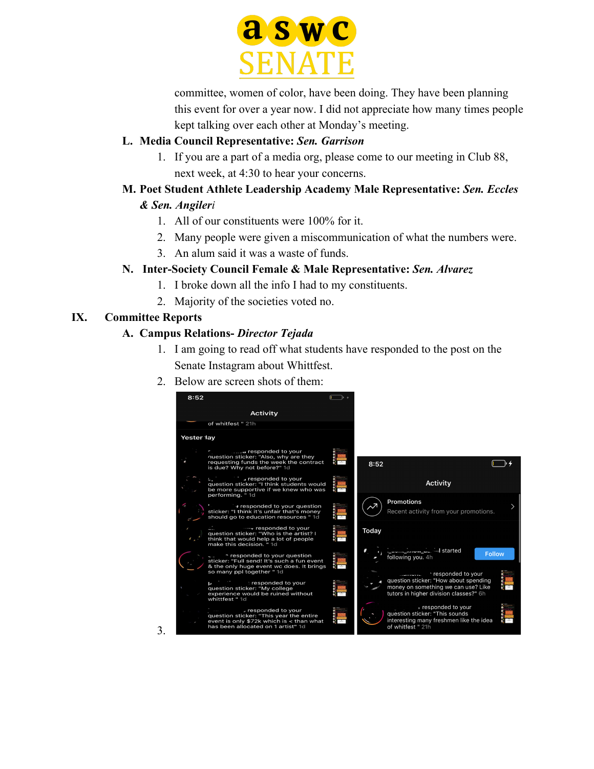committee, women of color, have been doing. They have been planning this event for over a year now. I did not appreciate how many times people kept talking over each other at Monday's meeting.

L. **Media Council Representative:** ***Sen. Garrison***

1. If you are a part of a media org, please come to our meeting in Club 88, next week, at 4:30 to hear your concerns.

M. **Poet Student Athlete Leadership Academy Male Representative:** ***Sen. Eccles & Sen. Angileri***

1. All of our constituents were 100% for it.
2. Many people were given a miscommunication of what the numbers were.
3. An alum said it was a waste of funds.

N. **Inter-Society Council Female & Male Representative:** ***Sen. Alvarez***

1. I broke down all the info I had to my constituents.
2. Majority of the societies voted no.

## IX. Committee Reports

A. **Campus Relations-** ***Director Tejada***

1. I am going to read off what students have responded to the post on the Senate Instagram about Whittfest.
2. Below are screen shots of them:
3.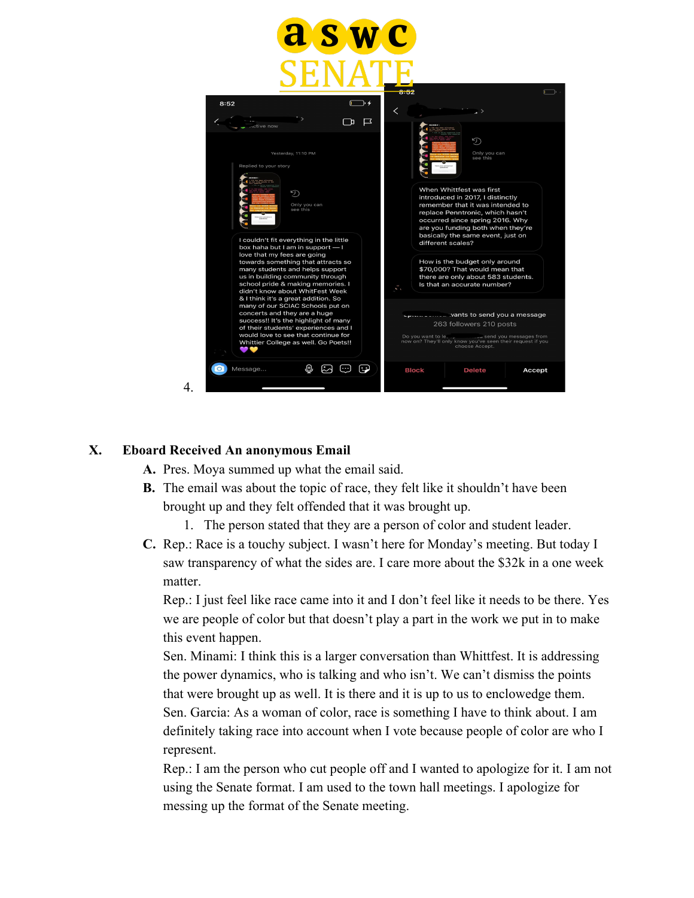4.

## X. Eboard Received An anonymous Email

A. Pres. Moya summed up what the email said.

B. The email was about the topic of race, they felt like it shouldn't have been brought up and they felt offended that it was brought up.

   1. The person stated that they are a person of color and student leader.

C. Rep.: Race is a touchy subject. I wasn't here for Monday's meeting. But today I saw transparency of what the sides are. I care more about the $32k in a one week matter.

   Rep.: I just feel like race came into it and I don't feel like it needs to be there. Yes we are people of color but that doesn't play a part in the work we put in to make this event happen.

   Sen. Minami: I think this is a larger conversation than Whittfest. It is addressing the power dynamics, who is talking and who isn't. We can't dismiss the points that were brought up as well. It is there and it is up to us to enclowedge them.

   Sen. Garcia: As a woman of color, race is something I have to think about. I am definitely taking race into account when I vote because people of color are who I represent.

   Rep.: I am the person who cut people off and I wanted to apologize for it. I am not using the Senate format. I am used to the town hall meetings. I apologize for messing up the format of the Senate meeting.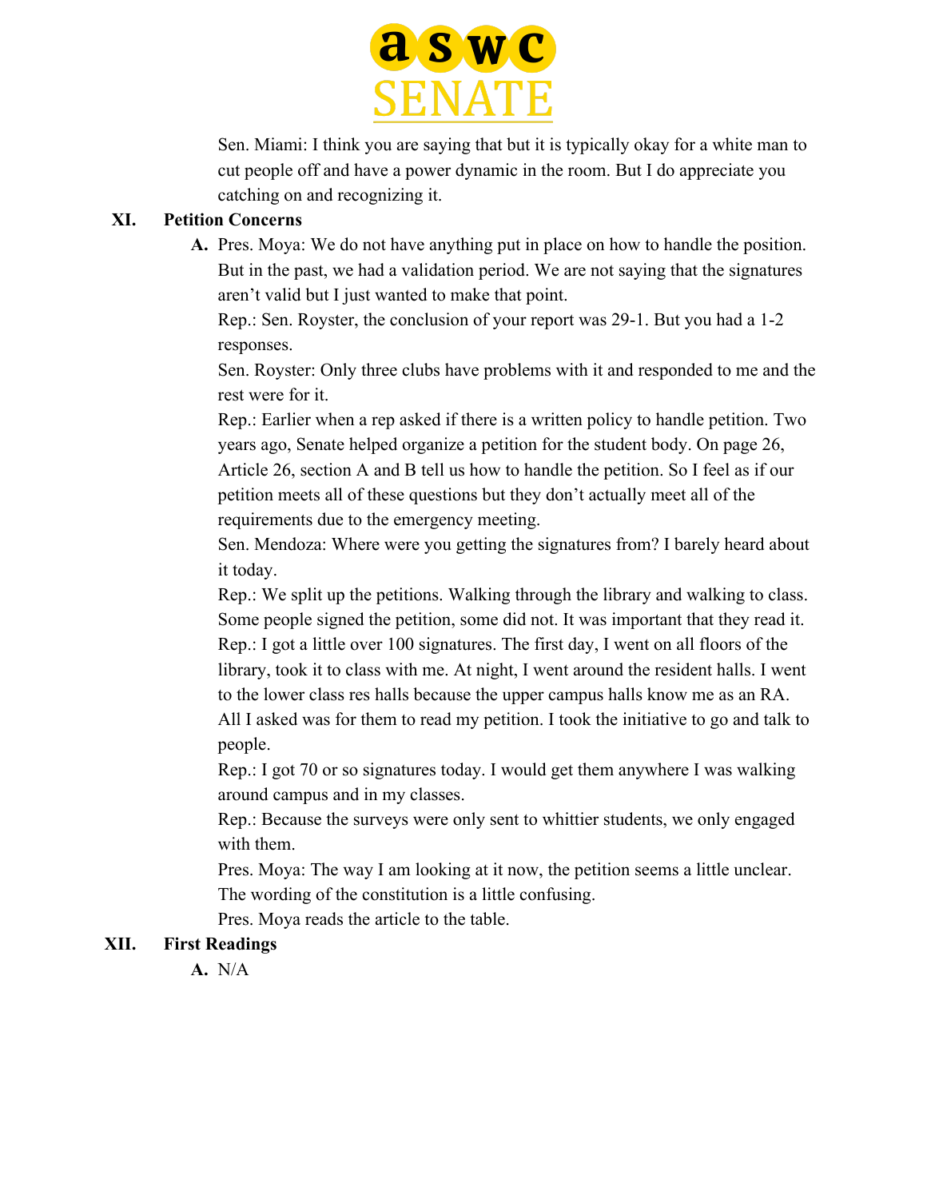Sen. Miami: I think you are saying that but it is typically okay for a white man to cut people off and have a power dynamic in the room. But I do appreciate you catching on and recognizing it.

## XI. Petition Concerns

A. Pres. Moya: We do not have anything put in place on how to handle the position. But in the past, we had a validation period. We are not saying that the signatures aren't valid but I just wanted to make that point.

Rep.: Sen. Royster, the conclusion of your report was 29-1. But you had a 1-2 responses.

Sen. Royster: Only three clubs have problems with it and responded to me and the rest were for it.

Rep.: Earlier when a rep asked if there is a written policy to handle petition. Two years ago, Senate helped organize a petition for the student body. On page 26, Article 26, section A and B tell us how to handle the petition. So I feel as if our petition meets all of these questions but they don't actually meet all of the requirements due to the emergency meeting.

Sen. Mendoza: Where were you getting the signatures from? I barely heard about it today.

Rep.: We split up the petitions. Walking through the library and walking to class. Some people signed the petition, some did not. It was important that they read it.

Rep.: I got a little over 100 signatures. The first day, I went on all floors of the library, took it to class with me. At night, I went around the resident halls. I went to the lower class res halls because the upper campus halls know me as an RA. All I asked was for them to read my petition. I took the initiative to go and talk to people.

Rep.: I got 70 or so signatures today. I would get them anywhere I was walking around campus and in my classes.

Rep.: Because the surveys were only sent to whittier students, we only engaged with them.

Pres. Moya: The way I am looking at it now, the petition seems a little unclear. The wording of the constitution is a little confusing.

Pres. Moya reads the article to the table.

## XII. First Readings

A. N/A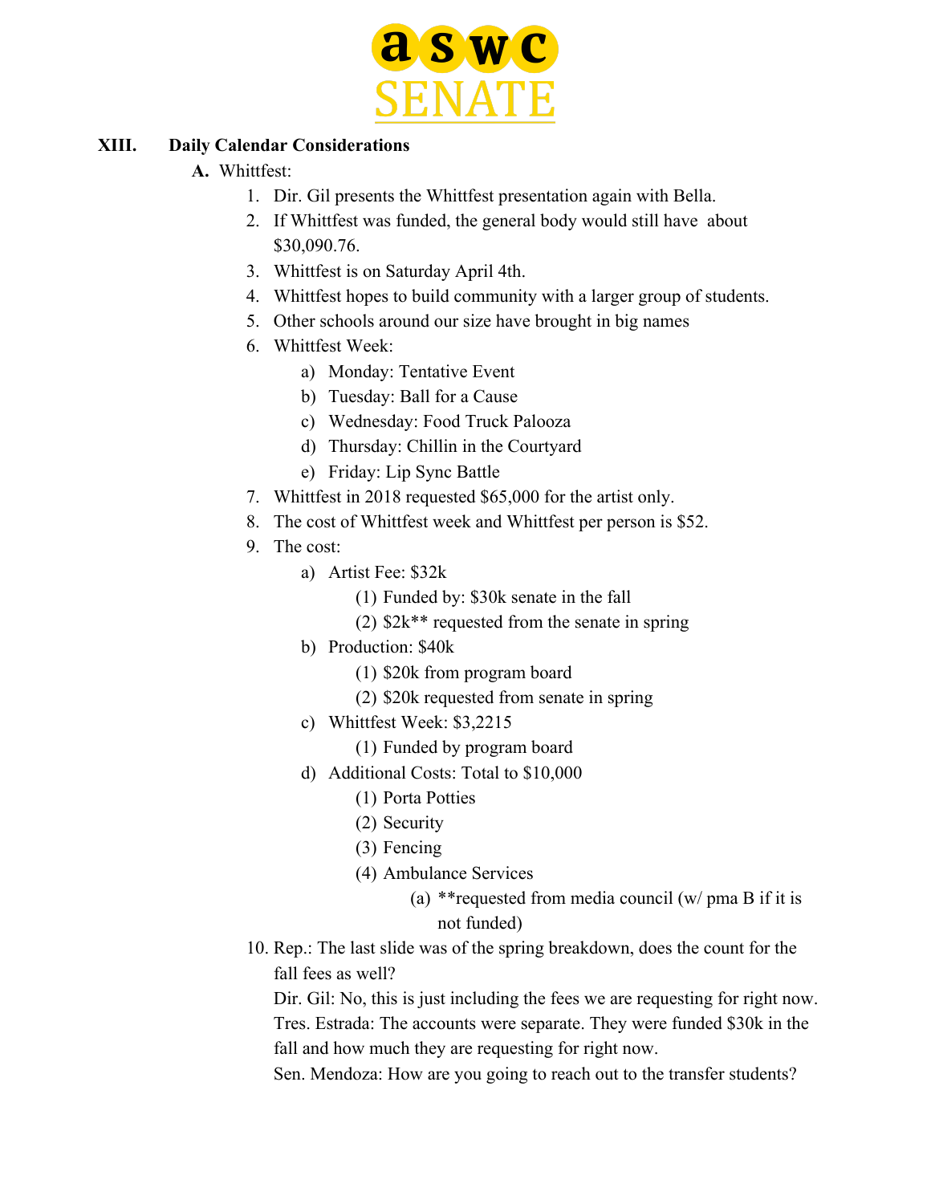## XIII. Daily Calendar Considerations

**A.** Whittfest:

1. Dir. Gil presents the Whittfest presentation again with Bella.
2. If Whittfest was funded, the general body would still have about $30,090.76.
3. Whittfest is on Saturday April 4th.
4. Whittfest hopes to build community with a larger group of students.
5. Other schools around our size have brought in big names
6. Whittfest Week:
   a) Monday: Tentative Event
   b) Tuesday: Ball for a Cause
   c) Wednesday: Food Truck Palooza
   d) Thursday: Chillin in the Courtyard
   e) Friday: Lip Sync Battle
7. Whittfest in 2018 requested $65,000 for the artist only.
8. The cost of Whittfest week and Whittfest per person is $52.
9. The cost:
   a) Artist Fee: $32k
      (1) Funded by: $30k senate in the fall
      (2) $2k** requested from the senate in spring
   b) Production: $40k
      (1) $20k from program board
      (2) $20k requested from senate in spring
   c) Whittfest Week: $3,2215
      (1) Funded by program board
   d) Additional Costs: Total to $10,000
      (1) Porta Potties
      (2) Security
      (3) Fencing
      (4) Ambulance Services
         (a) **requested from media council (w/ pma B if it is not funded)
10. Rep.: The last slide was of the spring breakdown, does the count for the fall fees as well?
    Dir. Gil: No, this is just including the fees we are requesting for right now.
    Tres. Estrada: The accounts were separate. They were funded $30k in the fall and how much they are requesting for right now.
    Sen. Mendoza: How are you going to reach out to the transfer students?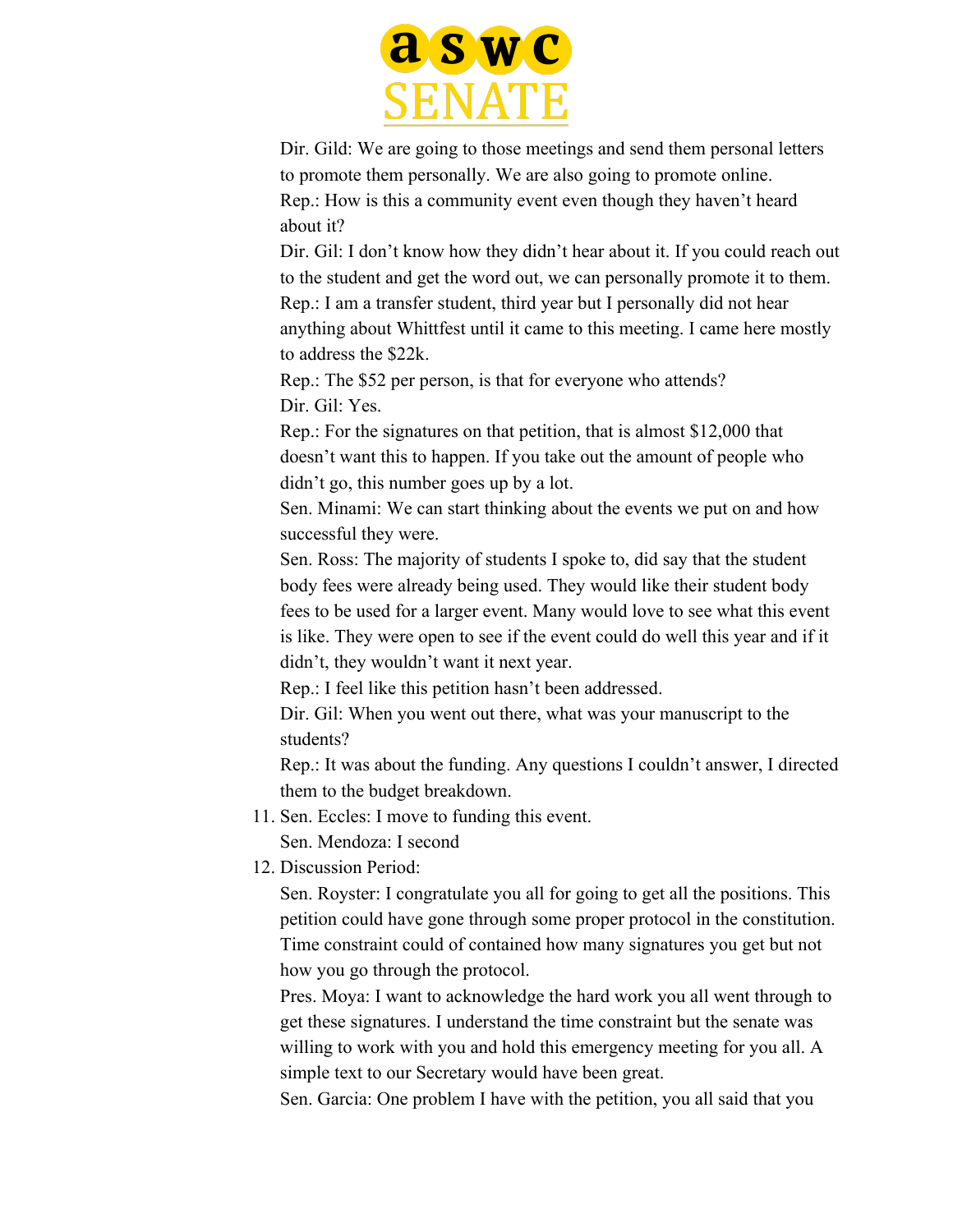Dir. Gild: We are going to those meetings and send them personal letters to promote them personally. We are also going to promote online.

Rep.: How is this a community event even though they haven't heard about it?

Dir. Gil: I don't know how they didn't hear about it. If you could reach out to the student and get the word out, we can personally promote it to them.

Rep.: I am a transfer student, third year but I personally did not hear anything about Whittfest until it came to this meeting. I came here mostly to address the $22k.

Rep.: The $52 per person, is that for everyone who attends?

Dir. Gil: Yes.

Rep.: For the signatures on that petition, that is almost $12,000 that doesn't want this to happen. If you take out the amount of people who didn't go, this number goes up by a lot.

Sen. Minami: We can start thinking about the events we put on and how successful they were.

Sen. Ross: The majority of students I spoke to, did say that the student body fees were already being used. They would like their student body fees to be used for a larger event. Many would love to see what this event is like. They were open to see if the event could do well this year and if it didn't, they wouldn't want it next year.

Rep.: I feel like this petition hasn't been addressed.

Dir. Gil: When you went out there, what was your manuscript to the students?

Rep.: It was about the funding. Any questions I couldn't answer, I directed them to the budget breakdown.

11. Sen. Eccles: I move to funding this event.

    Sen. Mendoza: I second

12. Discussion Period:

    Sen. Royster: I congratulate you all for going to get all the positions. This petition could have gone through some proper protocol in the constitution. Time constraint could of contained how many signatures you get but not how you go through the protocol.

    Pres. Moya: I want to acknowledge the hard work you all went through to get these signatures. I understand the time constraint but the senate was willing to work with you and hold this emergency meeting for you all. A simple text to our Secretary would have been great.

    Sen. Garcia: One problem I have with the petition, you all said that you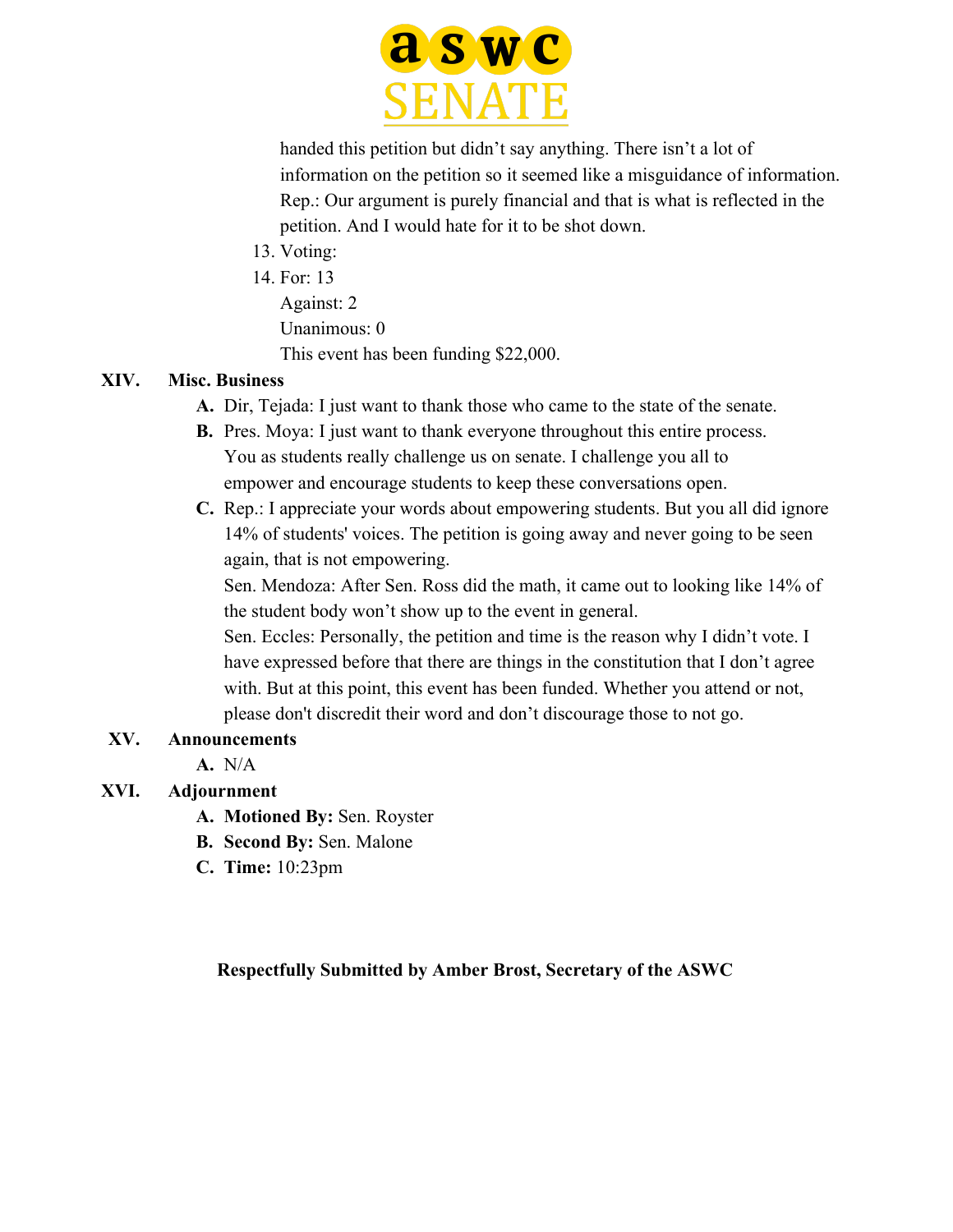handed this petition but didn't say anything. There isn't a lot of information on the petition so it seemed like a misguidance of information.
Rep.: Our argument is purely financial and that is what is reflected in the petition. And I would hate for it to be shot down.

13. Voting:
14. For: 13
    Against: 2
    Unanimous: 0
    This event has been funding $22,000.

**XIV. Misc. Business**

- **A.** Dir, Tejada: I just want to thank those who came to the state of the senate.
- **B.** Pres. Moya: I just want to thank everyone throughout this entire process. You as students really challenge us on senate. I challenge you all to empower and encourage students to keep these conversations open.
- **C.** Rep.: I appreciate your words about empowering students. But you all did ignore 14% of students' voices. The petition is going away and never going to be seen again, that is not empowering.
  Sen. Mendoza: After Sen. Ross did the math, it came out to looking like 14% of the student body won't show up to the event in general.
  Sen. Eccles: Personally, the petition and time is the reason why I didn't vote. I have expressed before that there are things in the constitution that I don't agree with. But at this point, this event has been funded. Whether you attend or not, please don't discredit their word and don't discourage those to not go.

**XV. Announcements**

- **A.** N/A

**XVI. Adjournment**

- **A. Motioned By:** Sen. Royster
- **B. Second By:** Sen. Malone
- **C. Time:** 10:23pm

**Respectfully Submitted by Amber Brost, Secretary of the ASWC**